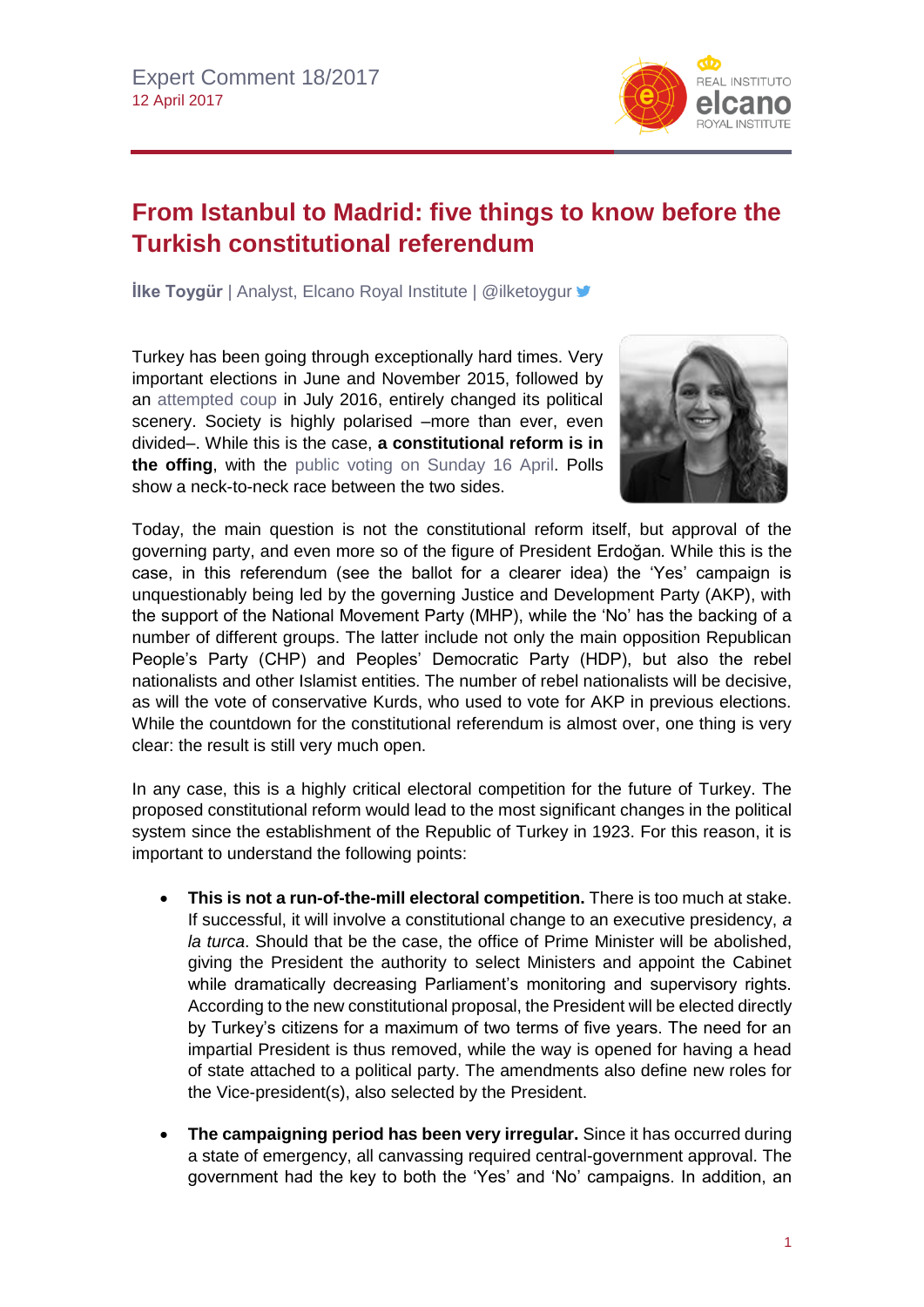Expert Comment 18/2017
12 April 2017

# From Istanbul to Madrid: five things to know before the Turkish constitutional referendum

**İlke Toygür** | Analyst, Elcano Royal Institute | @ilketoygur

Turkey has been going through exceptionally hard times. Very important elections in June and November 2015, followed by an attempted coup in July 2016, entirely changed its political scenery. Society is highly polarised –more than ever, even divided–. While this is the case, **a constitutional reform is in the offing**, with the public voting on Sunday 16 April. Polls show a neck-to-neck race between the two sides.

Today, the main question is not the constitutional reform itself, but approval of the governing party, and even more so of the figure of President Erdoğan. While this is the case, in this referendum (see the ballot for a clearer idea) the 'Yes' campaign is unquestionably being led by the governing Justice and Development Party (AKP), with the support of the National Movement Party (MHP), while the 'No' has the backing of a number of different groups. The latter include not only the main opposition Republican People's Party (CHP) and Peoples' Democratic Party (HDP), but also the rebel nationalists and other Islamist entities. The number of rebel nationalists will be decisive, as will the vote of conservative Kurds, who used to vote for AKP in previous elections. While the countdown for the constitutional referendum is almost over, one thing is very clear: the result is still very much open.

In any case, this is a highly critical electoral competition for the future of Turkey. The proposed constitutional reform would lead to the most significant changes in the political system since the establishment of the Republic of Turkey in 1923. For this reason, it is important to understand the following points:

- **This is not a run-of-the-mill electoral competition.** There is too much at stake. If successful, it will involve a constitutional change to an executive presidency, *a la turca*. Should that be the case, the office of Prime Minister will be abolished, giving the President the authority to select Ministers and appoint the Cabinet while dramatically decreasing Parliament's monitoring and supervisory rights. According to the new constitutional proposal, the President will be elected directly by Turkey's citizens for a maximum of two terms of five years. The need for an impartial President is thus removed, while the way is opened for having a head of state attached to a political party. The amendments also define new roles for the Vice-president(s), also selected by the President.

- **The campaigning period has been very irregular.** Since it has occurred during a state of emergency, all canvassing required central-government approval. The government had the key to both the 'Yes' and 'No' campaigns. In addition, an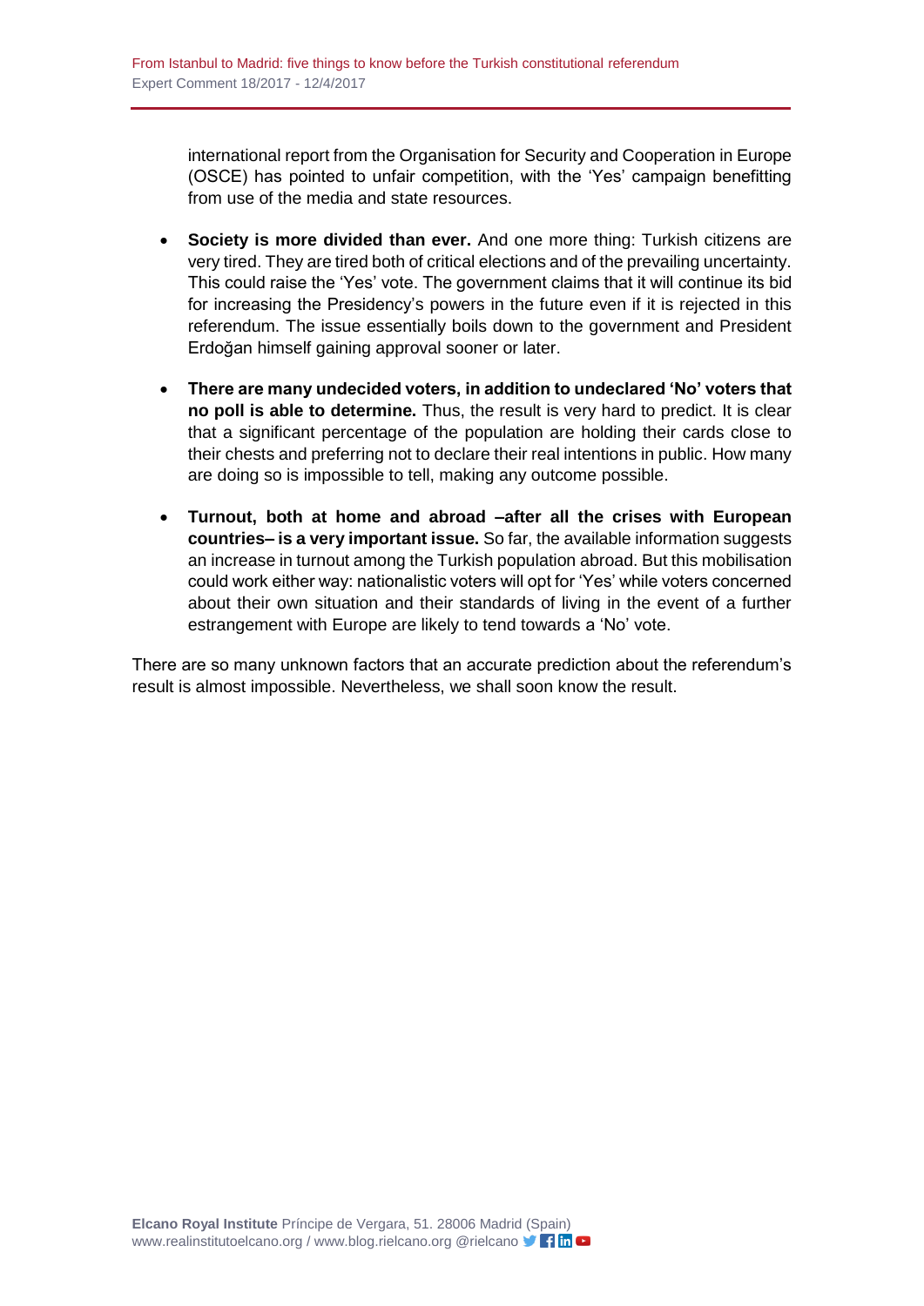international report from the Organisation for Security and Cooperation in Europe (OSCE) has pointed to unfair competition, with the 'Yes' campaign benefitting from use of the media and state resources.

- **Society is more divided than ever.** And one more thing: Turkish citizens are very tired. They are tired both of critical elections and of the prevailing uncertainty. This could raise the 'Yes' vote. The government claims that it will continue its bid for increasing the Presidency's powers in the future even if it is rejected in this referendum. The issue essentially boils down to the government and President Erdoğan himself gaining approval sooner or later.

- **There are many undecided voters, in addition to undeclared 'No' voters that no poll is able to determine.** Thus, the result is very hard to predict. It is clear that a significant percentage of the population are holding their cards close to their chests and preferring not to declare their real intentions in public. How many are doing so is impossible to tell, making any outcome possible.

- **Turnout, both at home and abroad –after all the crises with European countries– is a very important issue.** So far, the available information suggests an increase in turnout among the Turkish population abroad. But this mobilisation could work either way: nationalistic voters will opt for 'Yes' while voters concerned about their own situation and their standards of living in the event of a further estrangement with Europe are likely to tend towards a 'No' vote.

There are so many unknown factors that an accurate prediction about the referendum's result is almost impossible. Nevertheless, we shall soon know the result.